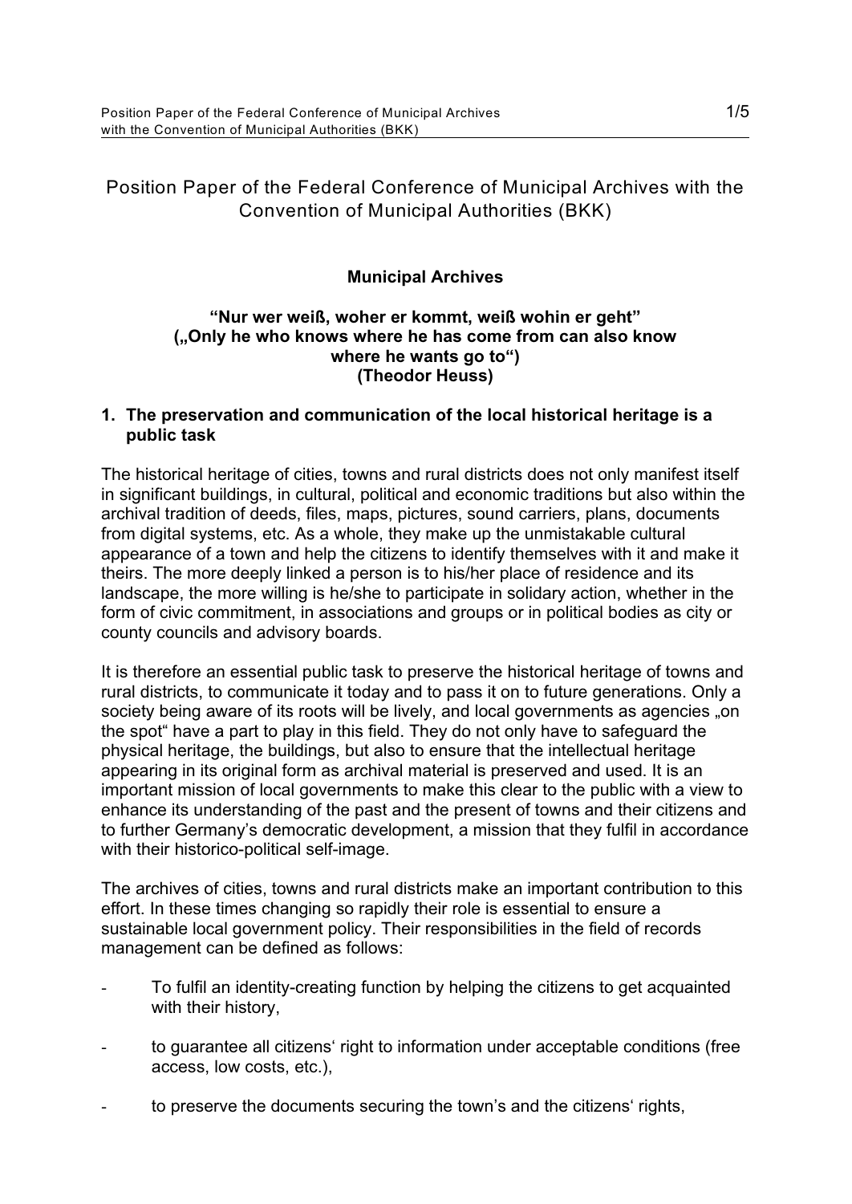# Position Paper of the Federal Conference of Municipal Archives with the Convention of Municipal Authorities (BKK)

## Municipal Archives

**“Nur wer weiß, woher er kommt, weiß wohin er geht”**
**(„Only he who knows where he has come from can also know where he wants go to“)**
**(Theodor Heuss)**

### 1. The preservation and communication of the local historical heritage is a public task

The historical heritage of cities, towns and rural districts does not only manifest itself in significant buildings, in cultural, political and economic traditions but also within the archival tradition of deeds, files, maps, pictures, sound carriers, plans, documents from digital systems, etc. As a whole, they make up the unmistakable cultural appearance of a town and help the citizens to identify themselves with it and make it theirs. The more deeply linked a person is to his/her place of residence and its landscape, the more willing is he/she to participate in solidary action, whether in the form of civic commitment, in associations and groups or in political bodies as city or county councils and advisory boards.

It is therefore an essential public task to preserve the historical heritage of towns and rural districts, to communicate it today and to pass it on to future generations. Only a society being aware of its roots will be lively, and local governments as agencies „on the spot“ have a part to play in this field. They do not only have to safeguard the physical heritage, the buildings, but also to ensure that the intellectual heritage appearing in its original form as archival material is preserved and used. It is an important mission of local governments to make this clear to the public with a view to enhance its understanding of the past and the present of towns and their citizens and to further Germany’s democratic development, a mission that they fulfil in accordance with their historico-political self-image.

The archives of cities, towns and rural districts make an important contribution to this effort. In these times changing so rapidly their role is essential to ensure a sustainable local government policy. Their responsibilities in the field of records management can be defined as follows:

- To fulfil an identity-creating function by helping the citizens to get acquainted with their history,
- to guarantee all citizens‘ right to information under acceptable conditions (free access, low costs, etc.),
- to preserve the documents securing the town’s and the citizens‘ rights,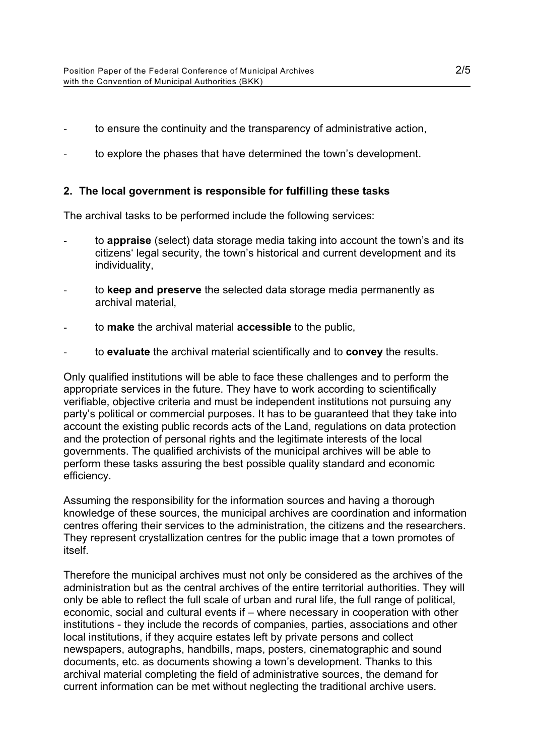- to ensure the continuity and the transparency of administrative action,
- to explore the phases that have determined the town's development.

## 2. The local government is responsible for fulfilling these tasks

The archival tasks to be performed include the following services:

- to **appraise** (select) data storage media taking into account the town's and its citizens' legal security, the town's historical and current development and its individuality,
- to **keep and preserve** the selected data storage media permanently as archival material,
- to **make** the archival material **accessible** to the public,
- to **evaluate** the archival material scientifically and to **convey** the results.

Only qualified institutions will be able to face these challenges and to perform the appropriate services in the future. They have to work according to scientifically verifiable, objective criteria and must be independent institutions not pursuing any party's political or commercial purposes. It has to be guaranteed that they take into account the existing public records acts of the Land, regulations on data protection and the protection of personal rights and the legitimate interests of the local governments. The qualified archivists of the municipal archives will be able to perform these tasks assuring the best possible quality standard and economic efficiency.

Assuming the responsibility for the information sources and having a thorough knowledge of these sources, the municipal archives are coordination and information centres offering their services to the administration, the citizens and the researchers. They represent crystallization centres for the public image that a town promotes of itself.

Therefore the municipal archives must not only be considered as the archives of the administration but as the central archives of the entire territorial authorities. They will only be able to reflect the full scale of urban and rural life, the full range of political, economic, social and cultural events if – where necessary in cooperation with other institutions - they include the records of companies, parties, associations and other local institutions, if they acquire estates left by private persons and collect newspapers, autographs, handbills, maps, posters, cinematographic and sound documents, etc. as documents showing a town's development. Thanks to this archival material completing the field of administrative sources, the demand for current information can be met without neglecting the traditional archive users.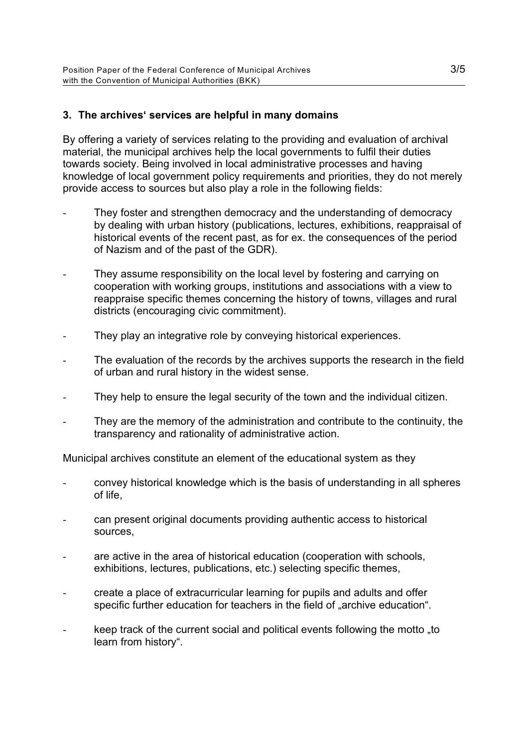### 3. The archives‘ services are helpful in many domains

By offering a variety of services relating to the providing and evaluation of archival material, the municipal archives help the local governments to fulfil their duties towards society. Being involved in local administrative processes and having knowledge of local government policy requirements and priorities, they do not merely provide access to sources but also play a role in the following fields:

- They foster and strengthen democracy and the understanding of democracy by dealing with urban history (publications, lectures, exhibitions, reappraisal of historical events of the recent past, as for ex. the consequences of the period of Nazism and of the past of the GDR).
- They assume responsibility on the local level by fostering and carrying on cooperation with working groups, institutions and associations with a view to reappraise specific themes concerning the history of towns, villages and rural districts (encouraging civic commitment).
- They play an integrative role by conveying historical experiences.
- The evaluation of the records by the archives supports the research in the field of urban and rural history in the widest sense.
- They help to ensure the legal security of the town and the individual citizen.
- They are the memory of the administration and contribute to the continuity, the transparency and rationality of administrative action.

Municipal archives constitute an element of the educational system as they

- convey historical knowledge which is the basis of understanding in all spheres of life,
- can present original documents providing authentic access to historical sources,
- are active in the area of historical education (cooperation with schools, exhibitions, lectures, publications, etc.) selecting specific themes,
- create a place of extracurricular learning for pupils and adults and offer specific further education for teachers in the field of „archive education“.
- keep track of the current social and political events following the motto „to learn from history“.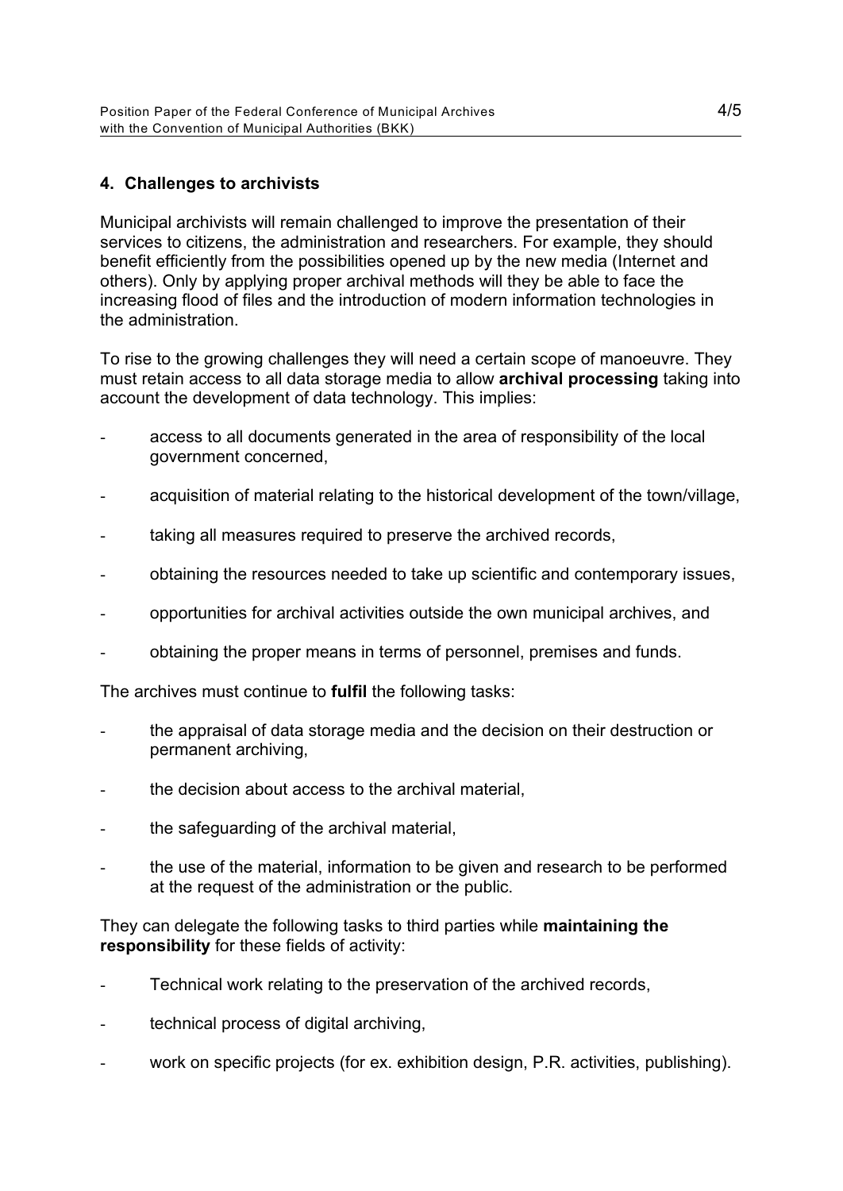## 4. Challenges to archivists

Municipal archivists will remain challenged to improve the presentation of their services to citizens, the administration and researchers. For example, they should benefit efficiently from the possibilities opened up by the new media (Internet and others). Only by applying proper archival methods will they be able to face the increasing flood of files and the introduction of modern information technologies in the administration.

To rise to the growing challenges they will need a certain scope of manoeuvre. They must retain access to all data storage media to allow **archival processing** taking into account the development of data technology. This implies:

- access to all documents generated in the area of responsibility of the local government concerned,
- acquisition of material relating to the historical development of the town/village,
- taking all measures required to preserve the archived records,
- obtaining the resources needed to take up scientific and contemporary issues,
- opportunities for archival activities outside the own municipal archives, and
- obtaining the proper means in terms of personnel, premises and funds.

The archives must continue to **fulfil** the following tasks:

- the appraisal of data storage media and the decision on their destruction or permanent archiving,
- the decision about access to the archival material,
- the safeguarding of the archival material,
- the use of the material, information to be given and research to be performed at the request of the administration or the public.

They can delegate the following tasks to third parties while **maintaining the responsibility** for these fields of activity:

- Technical work relating to the preservation of the archived records,
- technical process of digital archiving,
- work on specific projects (for ex. exhibition design, P.R. activities, publishing).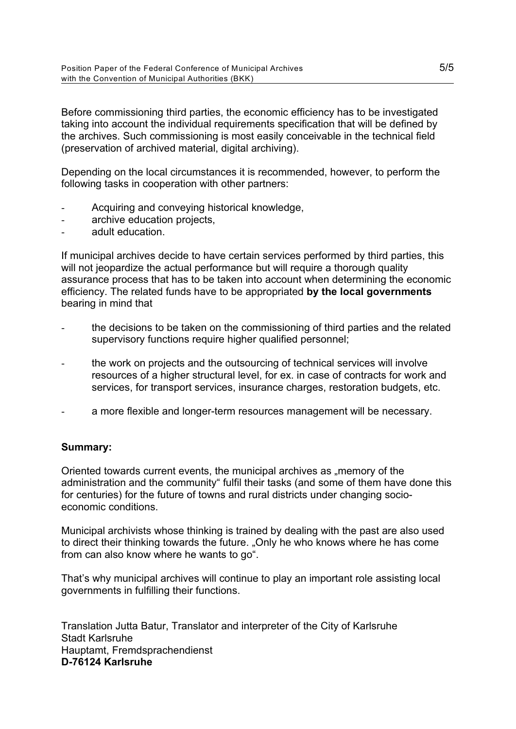Before commissioning third parties, the economic efficiency has to be investigated taking into account the individual requirements specification that will be defined by the archives. Such commissioning is most easily conceivable in the technical field (preservation of archived material, digital archiving).

Depending on the local circumstances it is recommended, however, to perform the following tasks in cooperation with other partners:

- Acquiring and conveying historical knowledge,
- archive education projects,
- adult education.

If municipal archives decide to have certain services performed by third parties, this will not jeopardize the actual performance but will require a thorough quality assurance process that has to be taken into account when determining the economic efficiency. The related funds have to be appropriated **by the local governments** bearing in mind that

- the decisions to be taken on the commissioning of third parties and the related supervisory functions require higher qualified personnel;
- the work on projects and the outsourcing of technical services will involve resources of a higher structural level, for ex. in case of contracts for work and services, for transport services, insurance charges, restoration budgets, etc.
- a more flexible and longer-term resources management will be necessary.

**Summary:**

Oriented towards current events, the municipal archives as „memory of the administration and the community" fulfil their tasks (and some of them have done this for centuries) for the future of towns and rural districts under changing socio-economic conditions.

Municipal archivists whose thinking is trained by dealing with the past are also used to direct their thinking towards the future. „Only he who knows where he has come from can also know where he wants to go".

That's why municipal archives will continue to play an important role assisting local governments in fulfilling their functions.

Translation Jutta Batur, Translator and interpreter of the City of Karlsruhe
Stadt Karlsruhe
Hauptamt, Fremdsprachendienst
**D-76124 Karlsruhe**